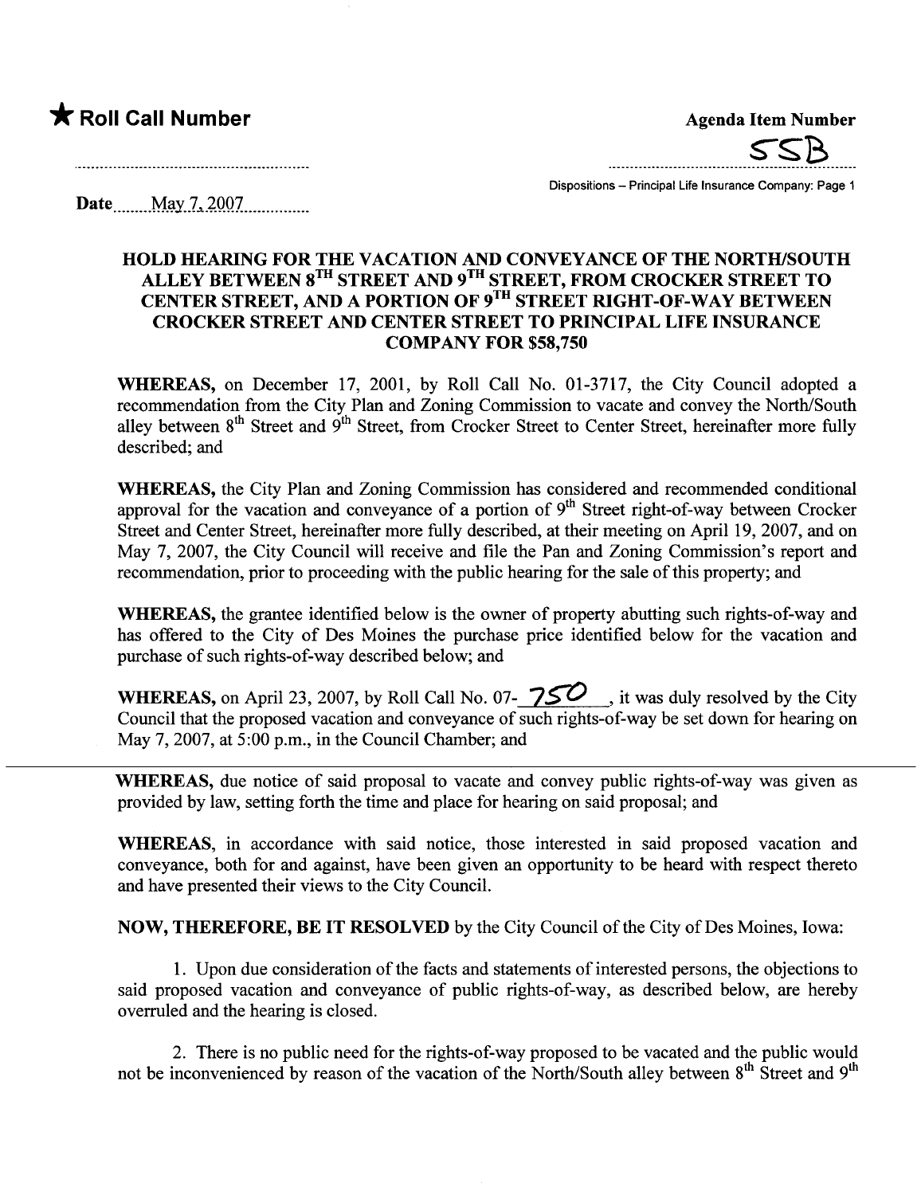★ **Roll Call Number**

**Agenda Item Number**

55B

Dispositions – Principal Life Insurance Company: Page 1

**Date** May 7, 2007

## HOLD HEARING FOR THE VACATION AND CONVEYANCE OF THE NORTH/SOUTH ALLEY BETWEEN 8TH STREET AND 9TH STREET, FROM CROCKER STREET TO CENTER STREET, AND A PORTION OF 9TH STREET RIGHT-OF-WAY BETWEEN CROCKER STREET AND CENTER STREET TO PRINCIPAL LIFE INSURANCE COMPANY FOR $58,750

**WHEREAS,** on December 17, 2001, by Roll Call No. 01-3717, the City Council adopted a recommendation from the City Plan and Zoning Commission to vacate and convey the North/South alley between 8th Street and 9th Street, from Crocker Street to Center Street, hereinafter more fully described; and

**WHEREAS,** the City Plan and Zoning Commission has considered and recommended conditional approval for the vacation and conveyance of a portion of 9th Street right-of-way between Crocker Street and Center Street, hereinafter more fully described, at their meeting on April 19, 2007, and on May 7, 2007, the City Council will receive and file the Pan and Zoning Commission's report and recommendation, prior to proceeding with the public hearing for the sale of this property; and

**WHEREAS,** the grantee identified below is the owner of property abutting such rights-of-way and has offered to the City of Des Moines the purchase price identified below for the vacation and purchase of such rights-of-way described below; and

**WHEREAS,** on April 23, 2007, by Roll Call No. 07-750, it was duly resolved by the City Council that the proposed vacation and conveyance of such rights-of-way be set down for hearing on May 7, 2007, at 5:00 p.m., in the Council Chamber; and

**WHEREAS,** due notice of said proposal to vacate and convey public rights-of-way was given as provided by law, setting forth the time and place for hearing on said proposal; and

**WHEREAS,** in accordance with said notice, those interested in said proposed vacation and conveyance, both for and against, have been given an opportunity to be heard with respect thereto and have presented their views to the City Council.

**NOW, THEREFORE, BE IT RESOLVED** by the City Council of the City of Des Moines, Iowa:

1. Upon due consideration of the facts and statements of interested persons, the objections to said proposed vacation and conveyance of public rights-of-way, as described below, are hereby overruled and the hearing is closed.

2. There is no public need for the rights-of-way proposed to be vacated and the public would not be inconvenienced by reason of the vacation of the North/South alley between 8th Street and 9th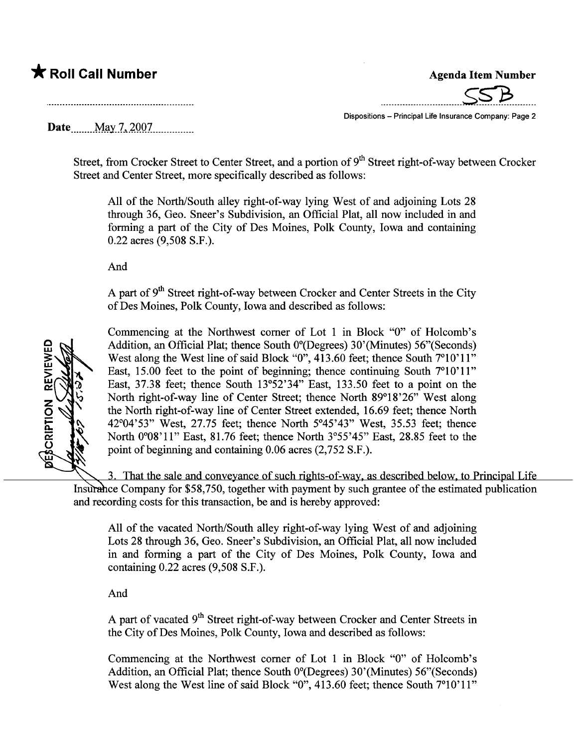Street, from Crocker Street to Center Street, and a portion of 9th Street right-of-way between Crocker Street and Center Street, more specifically described as follows:

> All of the North/South alley right-of-way lying West of and adjoining Lots 28 through 36, Geo. Sneer's Subdivision, an Official Plat, all now included in and forming a part of the City of Des Moines, Polk County, Iowa and containing 0.22 acres (9,508 S.F.).
>
> And
>
> A part of 9th Street right-of-way between Crocker and Center Streets in the City of Des Moines, Polk County, Iowa and described as follows:
>
> Commencing at the Northwest corner of Lot 1 in Block "0" of Holcomb's Addition, an Official Plat; thence South 0°(Degrees) 30'(Minutes) 56"(Seconds) West along the West line of said Block "0", 413.60 feet; thence South 7°10'11" East, 15.00 feet to the point of beginning; thence continuing South 7°10'11" East, 37.38 feet; thence South 13°52'34" East, 133.50 feet to a point on the North right-of-way line of Center Street; thence North 89°18'26" West along the North right-of-way line of Center Street extended, 16.69 feet; thence North 42°04'53" West, 27.75 feet; thence North 5°45'43" West, 35.53 feet; thence North 0°08'11" East, 81.76 feet; thence North 3°55'45" East, 28.85 feet to the point of beginning and containing 0.06 acres (2,752 S.F.).

3. That the sale and conveyance of such rights-of-way, as described below, to Principal Life Insurance Company for $58,750, together with payment by such grantee of the estimated publication and recording costs for this transaction, be and is hereby approved:

> All of the vacated North/South alley right-of-way lying West of and adjoining Lots 28 through 36, Geo. Sneer's Subdivision, an Official Plat, all now included in and forming a part of the City of Des Moines, Polk County, Iowa and containing 0.22 acres (9,508 S.F.).
>
> And
>
> A part of vacated 9th Street right-of-way between Crocker and Center Streets in the City of Des Moines, Polk County, Iowa and described as follows:
>
> Commencing at the Northwest corner of Lot 1 in Block "0" of Holcomb's Addition, an Official Plat; thence South 0°(Degrees) 30'(Minutes) 56"(Seconds) West along the West line of said Block "0", 413.60 feet; thence South 7°10'11"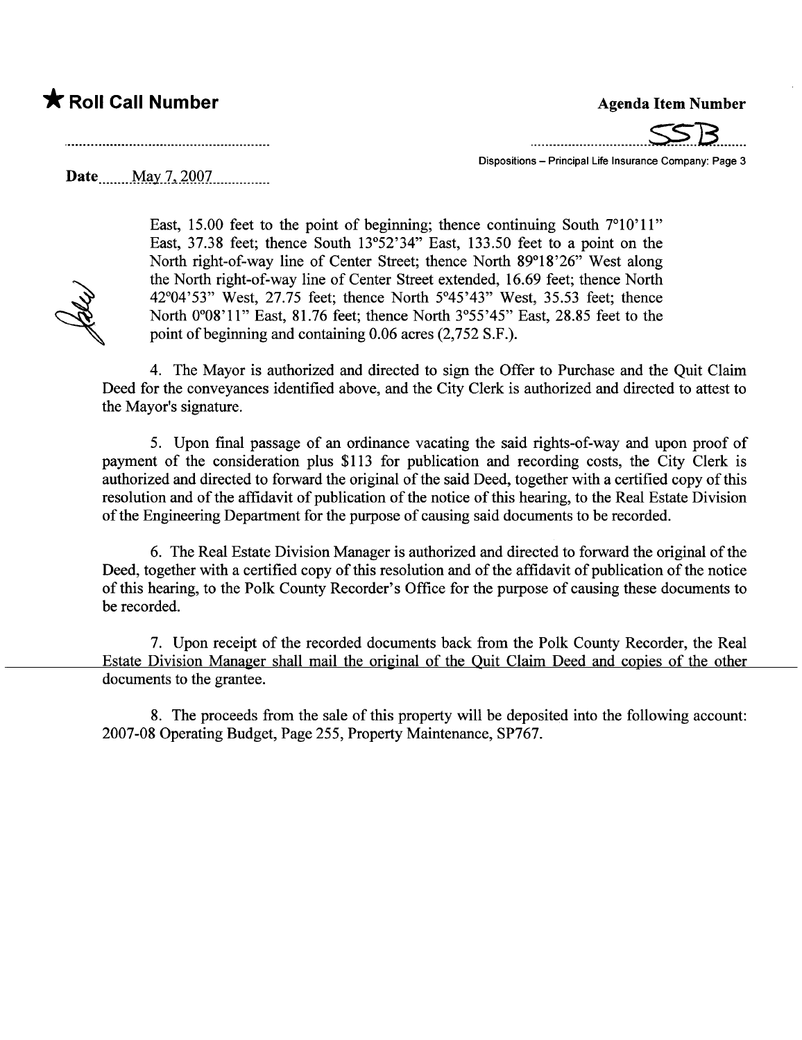East, 15.00 feet to the point of beginning; thence continuing South 7°10'11" East, 37.38 feet; thence South 13°52'34" East, 133.50 feet to a point on the North right-of-way line of Center Street; thence North 89°18'26" West along the North right-of-way line of Center Street extended, 16.69 feet; thence North 42°04'53" West, 27.75 feet; thence North 5°45'43" West, 35.53 feet; thence North 0°08'11" East, 81.76 feet; thence North 3°55'45" East, 28.85 feet to the point of beginning and containing 0.06 acres (2,752 S.F.).

4. The Mayor is authorized and directed to sign the Offer to Purchase and the Quit Claim Deed for the conveyances identified above, and the City Clerk is authorized and directed to attest to the Mayor's signature.

5. Upon final passage of an ordinance vacating the said rights-of-way and upon proof of payment of the consideration plus $113 for publication and recording costs, the City Clerk is authorized and directed to forward the original of the said Deed, together with a certified copy of this resolution and of the affidavit of publication of the notice of this hearing, to the Real Estate Division of the Engineering Department for the purpose of causing said documents to be recorded.

6. The Real Estate Division Manager is authorized and directed to forward the original of the Deed, together with a certified copy of this resolution and of the affidavit of publication of the notice of this hearing, to the Polk County Recorder's Office for the purpose of causing these documents to be recorded.

7. Upon receipt of the recorded documents back from the Polk County Recorder, the Real Estate Division Manager shall mail the original of the Quit Claim Deed and copies of the other documents to the grantee.

8. The proceeds from the sale of this property will be deposited into the following account: 2007-08 Operating Budget, Page 255, Property Maintenance, SP767.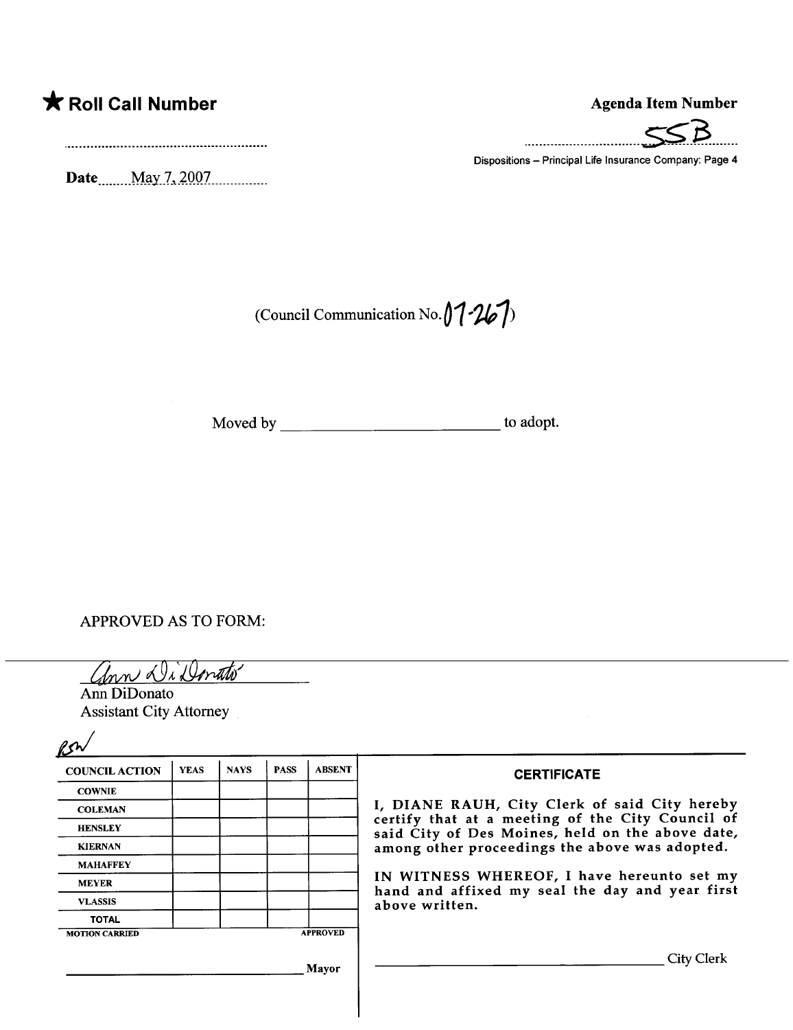★ **Roll Call Number**

................................................

Date May 7, 2007

**Agenda Item Number**

55B

Dispositions – Principal Life Insurance Company: Page 4

(Council Communication No. 07-267)

Moved by ________________________ to adopt.

APPROVED AS TO FORM:

Ann DiDonato
Assistant City Attorney

RSW

| COUNCIL ACTION | YEAS | NAYS | PASS | ABSENT |
|---|---|---|---|---|
| COWNIE | | | | |
| COLEMAN | | | | |
| HENSLEY | | | | |
| KIERNAN | | | | |
| MAHAFFEY | | | | |
| MEYER | | | | |
| VLASSIS | | | | |
| TOTAL | | | | |

MOTION CARRIED APPROVED

________________________ Mayor

**CERTIFICATE**

I, DIANE RAUH, City Clerk of said City hereby certify that at a meeting of the City Council of said City of Des Moines, held on the above date, among other proceedings the above was adopted.

IN WITNESS WHEREOF, I have hereunto set my hand and affixed my seal the day and year first above written.

________________________ City Clerk